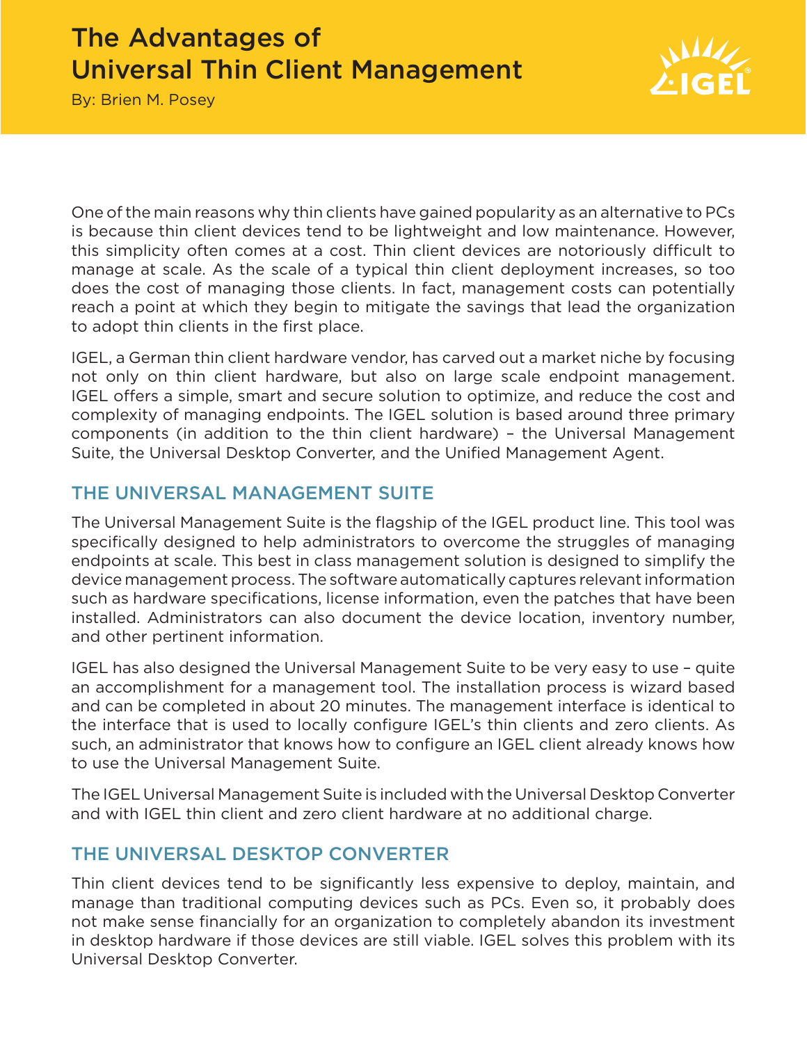# The Advantages of Universal Thin Client Management

By: Brien M. Posey

One of the main reasons why thin clients have gained popularity as an alternative to PCs is because thin client devices tend to be lightweight and low maintenance. However, this simplicity often comes at a cost. Thin client devices are notoriously difficult to manage at scale. As the scale of a typical thin client deployment increases, so too does the cost of managing those clients. In fact, management costs can potentially reach a point at which they begin to mitigate the savings that lead the organization to adopt thin clients in the first place.

IGEL, a German thin client hardware vendor, has carved out a market niche by focusing not only on thin client hardware, but also on large scale endpoint management. IGEL offers a simple, smart and secure solution to optimize, and reduce the cost and complexity of managing endpoints. The IGEL solution is based around three primary components (in addition to the thin client hardware) – the Universal Management Suite, the Universal Desktop Converter, and the Unified Management Agent.

## THE UNIVERSAL MANAGEMENT SUITE

The Universal Management Suite is the flagship of the IGEL product line. This tool was specifically designed to help administrators to overcome the struggles of managing endpoints at scale. This best in class management solution is designed to simplify the device management process. The software automatically captures relevant information such as hardware specifications, license information, even the patches that have been installed. Administrators can also document the device location, inventory number, and other pertinent information.

IGEL has also designed the Universal Management Suite to be very easy to use – quite an accomplishment for a management tool. The installation process is wizard based and can be completed in about 20 minutes. The management interface is identical to the interface that is used to locally configure IGEL's thin clients and zero clients. As such, an administrator that knows how to configure an IGEL client already knows how to use the Universal Management Suite.

The IGEL Universal Management Suite is included with the Universal Desktop Converter and with IGEL thin client and zero client hardware at no additional charge.

## THE UNIVERSAL DESKTOP CONVERTER

Thin client devices tend to be significantly less expensive to deploy, maintain, and manage than traditional computing devices such as PCs. Even so, it probably does not make sense financially for an organization to completely abandon its investment in desktop hardware if those devices are still viable. IGEL solves this problem with its Universal Desktop Converter.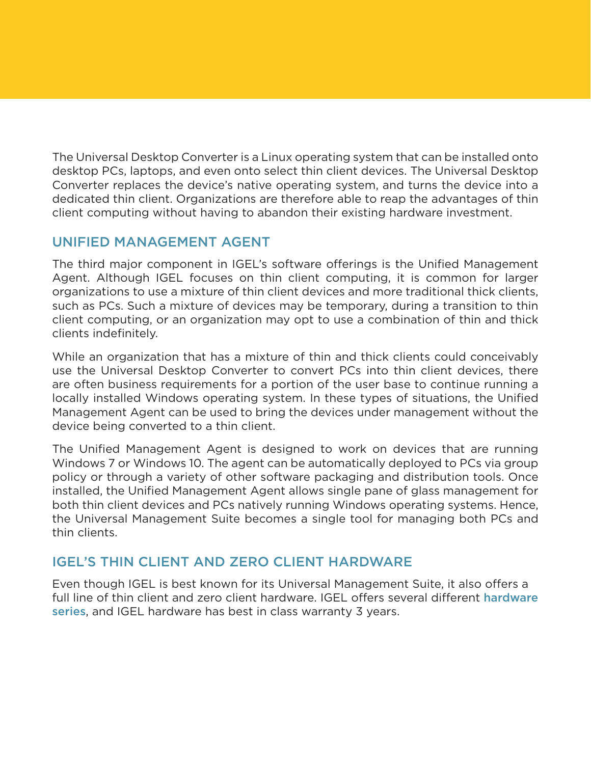The Universal Desktop Converter is a Linux operating system that can be installed onto desktop PCs, laptops, and even onto select thin client devices. The Universal Desktop Converter replaces the device's native operating system, and turns the device into a dedicated thin client. Organizations are therefore able to reap the advantages of thin client computing without having to abandon their existing hardware investment.

## UNIFIED MANAGEMENT AGENT

The third major component in IGEL's software offerings is the Unified Management Agent. Although IGEL focuses on thin client computing, it is common for larger organizations to use a mixture of thin client devices and more traditional thick clients, such as PCs. Such a mixture of devices may be temporary, during a transition to thin client computing, or an organization may opt to use a combination of thin and thick clients indefinitely.

While an organization that has a mixture of thin and thick clients could conceivably use the Universal Desktop Converter to convert PCs into thin client devices, there are often business requirements for a portion of the user base to continue running a locally installed Windows operating system. In these types of situations, the Unified Management Agent can be used to bring the devices under management without the device being converted to a thin client.

The Unified Management Agent is designed to work on devices that are running Windows 7 or Windows 10. The agent can be automatically deployed to PCs via group policy or through a variety of other software packaging and distribution tools. Once installed, the Unified Management Agent allows single pane of glass management for both thin client devices and PCs natively running Windows operating systems. Hence, the Universal Management Suite becomes a single tool for managing both PCs and thin clients.

## IGEL'S THIN CLIENT AND ZERO CLIENT HARDWARE

Even though IGEL is best known for its Universal Management Suite, it also offers a full line of thin client and zero client hardware. IGEL offers several different hardware series, and IGEL hardware has best in class warranty 3 years.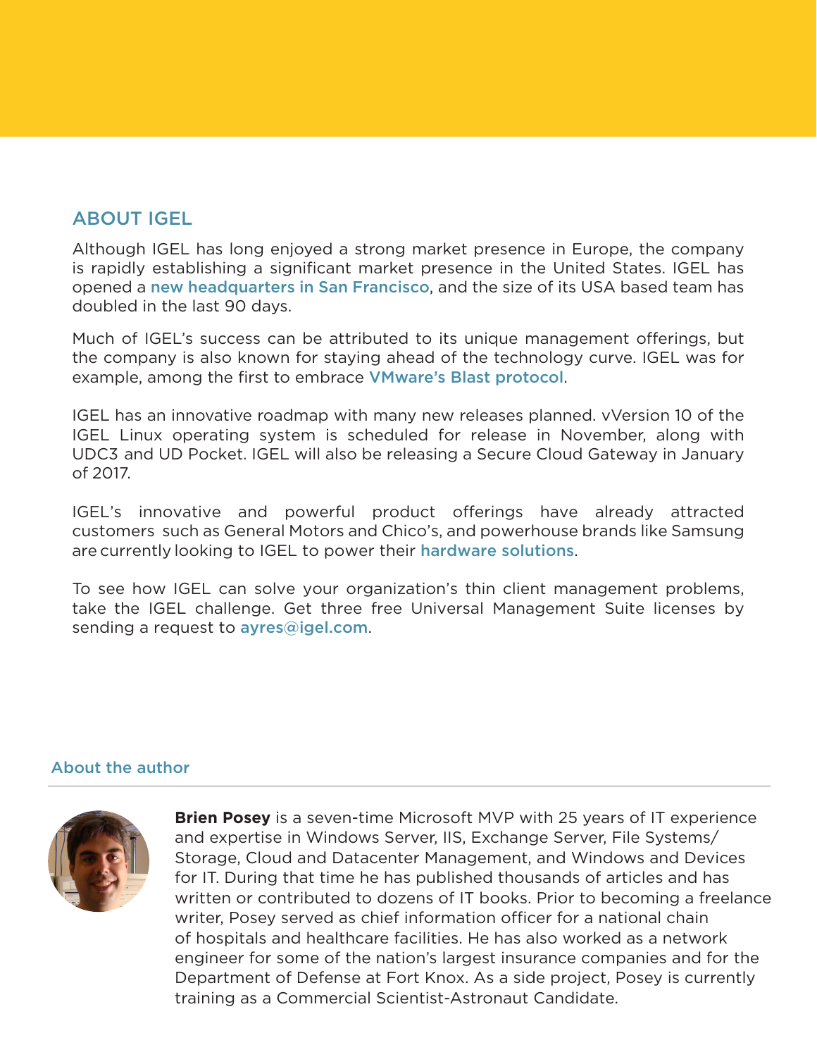## ABOUT IGEL

Although IGEL has long enjoyed a strong market presence in Europe, the company is rapidly establishing a significant market presence in the United States. IGEL has opened a new headquarters in San Francisco, and the size of its USA based team has doubled in the last 90 days.

Much of IGEL's success can be attributed to its unique management offerings, but the company is also known for staying ahead of the technology curve. IGEL was for example, among the first to embrace VMware's Blast protocol.

IGEL has an innovative roadmap with many new releases planned. vVersion 10 of the IGEL Linux operating system is scheduled for release in November, along with UDC3 and UD Pocket. IGEL will also be releasing a Secure Cloud Gateway in January of 2017.

IGEL's innovative and powerful product offerings have already attracted customers such as General Motors and Chico's, and powerhouse brands like Samsung are currently looking to IGEL to power their hardware solutions.

To see how IGEL can solve your organization's thin client management problems, take the IGEL challenge. Get three free Universal Management Suite licenses by sending a request to ayres@igel.com.

### About the author

**Brien Posey** is a seven-time Microsoft MVP with 25 years of IT experience and expertise in Windows Server, IIS, Exchange Server, File Systems/ Storage, Cloud and Datacenter Management, and Windows and Devices for IT. During that time he has published thousands of articles and has written or contributed to dozens of IT books. Prior to becoming a freelance writer, Posey served as chief information officer for a national chain of hospitals and healthcare facilities. He has also worked as a network engineer for some of the nation's largest insurance companies and for the Department of Defense at Fort Knox. As a side project, Posey is currently training as a Commercial Scientist-Astronaut Candidate.